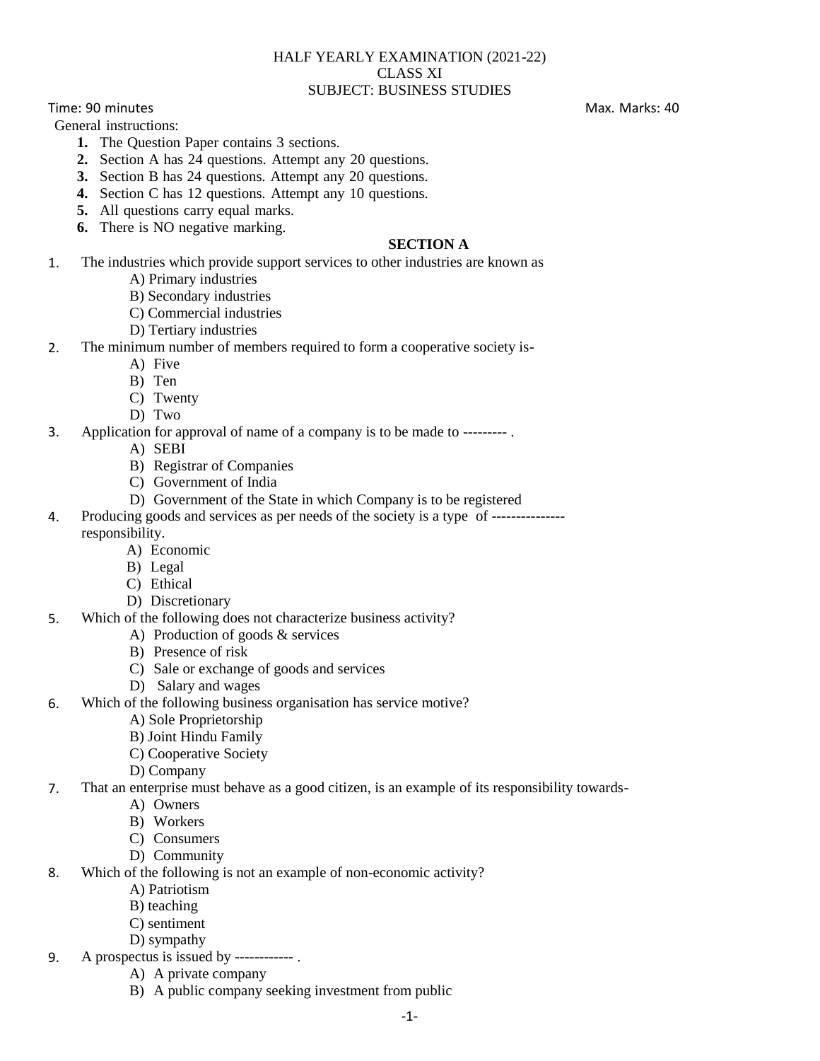HALF YEARLY EXAMINATION (2021-22)
CLASS XI
SUBJECT: BUSINESS STUDIES

Time: 90 minutes Max. Marks: 40

General instructions:

1. The Question Paper contains 3 sections.
2. Section A has 24 questions. Attempt any 20 questions.
3. Section B has 24 questions. Attempt any 20 questions.
4. Section C has 12 questions. Attempt any 10 questions.
5. All questions carry equal marks.
6. There is NO negative marking.

## SECTION A

1. The industries which provide support services to other industries are known as
   - A) Primary industries
   - B) Secondary industries
   - C) Commercial industries
   - D) Tertiary industries
2. The minimum number of members required to form a cooperative society is-
   - A) Five
   - B) Ten
   - C) Twenty
   - D) Two
3. Application for approval of name of a company is to be made to --------- .
   - A) SEBI
   - B) Registrar of Companies
   - C) Government of India
   - D) Government of the State in which Company is to be registered
4. Producing goods and services as per needs of the society is a type of --------------- responsibility.
   - A) Economic
   - B) Legal
   - C) Ethical
   - D) Discretionary
5. Which of the following does not characterize business activity?
   - A) Production of goods & services
   - B) Presence of risk
   - C) Sale or exchange of goods and services
   - D) Salary and wages
6. Which of the following business organisation has service motive?
   - A) Sole Proprietorship
   - B) Joint Hindu Family
   - C) Cooperative Society
   - D) Company
7. That an enterprise must behave as a good citizen, is an example of its responsibility towards-
   - A) Owners
   - B) Workers
   - C) Consumers
   - D) Community
8. Which of the following is not an example of non-economic activity?
   - A) Patriotism
   - B) teaching
   - C) sentiment
   - D) sympathy
9. A prospectus is issued by ------------ .
   - A) A private company
   - B) A public company seeking investment from public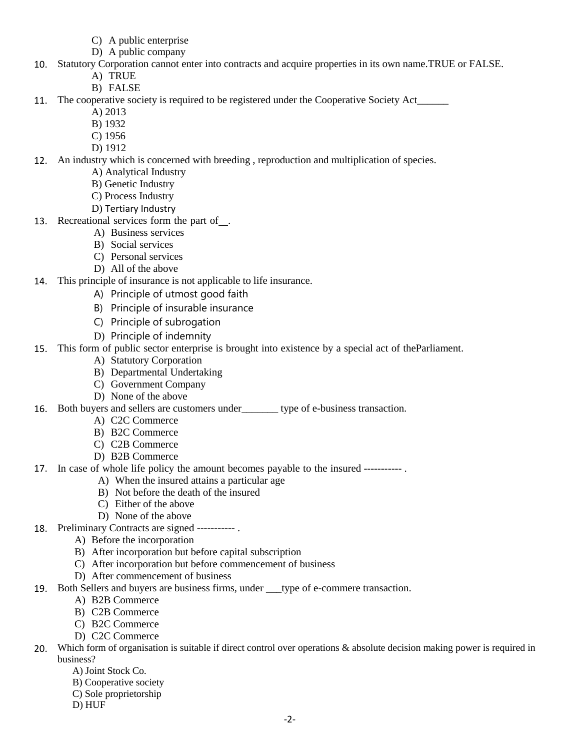C) A public enterprise
D) A public company

10. Statutory Corporation cannot enter into contracts and acquire properties in its own name.TRUE or FALSE.
    A) TRUE
    B) FALSE

11. The cooperative society is required to be registered under the Cooperative Society Act______
    A) 2013
    B) 1932
    C) 1956
    D) 1912

12. An industry which is concerned with breeding , reproduction and multiplication of species.
    A) Analytical Industry
    B) Genetic Industry
    C) Process Industry
    D) Tertiary Industry

13. Recreational services form the part of__.
    A) Business services
    B) Social services
    C) Personal services
    D) All of the above

14. This principle of insurance is not applicable to life insurance.
    A) Principle of utmost good faith
    B) Principle of insurable insurance
    C) Principle of subrogation
    D) Principle of indemnity

15. This form of public sector enterprise is brought into existence by a special act of theParliament.
    A) Statutory Corporation
    B) Departmental Undertaking
    C) Government Company
    D) None of the above

16. Both buyers and sellers are customers under_______ type of e-business transaction.
    A) C2C Commerce
    B) B2C Commerce
    C) C2B Commerce
    D) B2B Commerce

17. In case of whole life policy the amount becomes payable to the insured ----------- .
    A) When the insured attains a particular age
    B) Not before the death of the insured
    C) Either of the above
    D) None of the above

18. Preliminary Contracts are signed ----------- .
    A) Before the incorporation
    B) After incorporation but before capital subscription
    C) After incorporation but before commencement of business
    D) After commencement of business

19. Both Sellers and buyers are business firms, under ___type of e-commere transaction.
    A) B2B Commerce
    B) C2B Commerce
    C) B2C Commerce
    D) C2C Commerce

20. Which form of organisation is suitable if direct control over operations & absolute decision making power is required in business?
    A) Joint Stock Co.
    B) Cooperative society
    C) Sole proprietorship
    D) HUF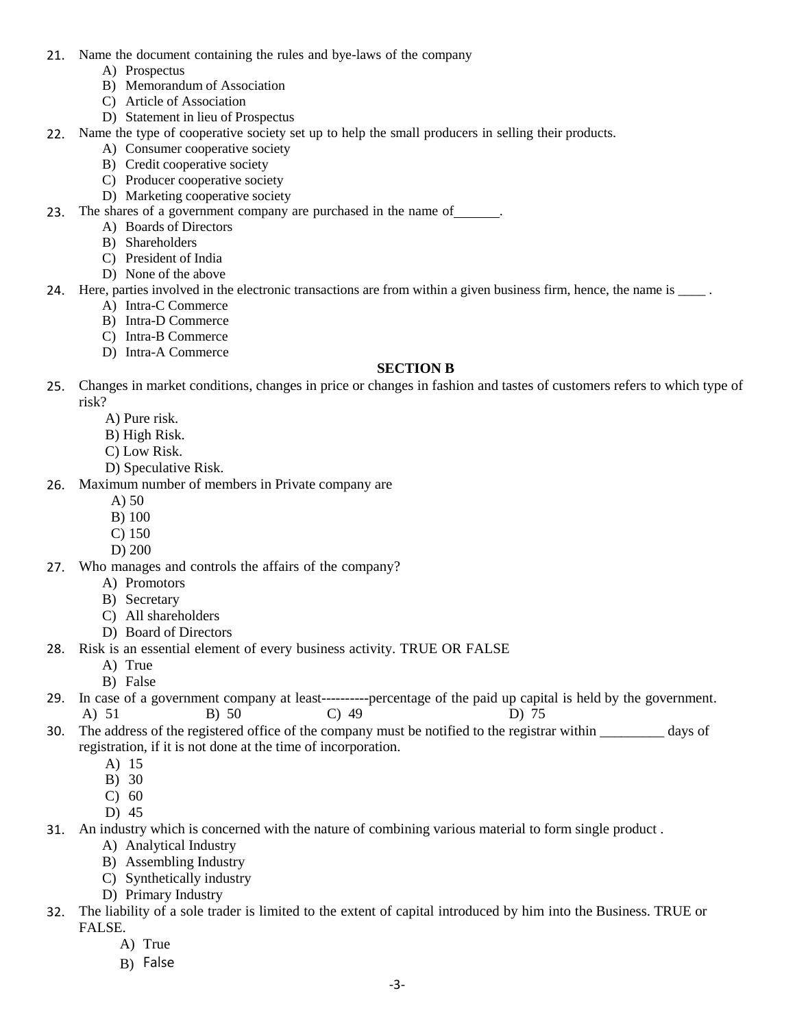21. Name the document containing the rules and bye-laws of the company
    - A) Prospectus
    - B) Memorandum of Association
    - C) Article of Association
    - D) Statement in lieu of Prospectus
22. Name the type of cooperative society set up to help the small producers in selling their products.
    - A) Consumer cooperative society
    - B) Credit cooperative society
    - C) Producer cooperative society
    - D) Marketing cooperative society
23. The shares of a government company are purchased in the name of______.
    - A) Boards of Directors
    - B) Shareholders
    - C) President of India
    - D) None of the above
24. Here, parties involved in the electronic transactions are from within a given business firm, hence, the name is ____ .
    - A) Intra-C Commerce
    - B) Intra-D Commerce
    - C) Intra-B Commerce
    - D) Intra-A Commerce

## SECTION B

25. Changes in market conditions, changes in price or changes in fashion and tastes of customers refers to which type of risk?
    - A) Pure risk.
    - B) High Risk.
    - C) Low Risk.
    - D) Speculative Risk.
26. Maximum number of members in Private company are
    - A) 50
    - B) 100
    - C) 150
    - D) 200
27. Who manages and controls the affairs of the company?
    - A) Promotors
    - B) Secretary
    - C) All shareholders
    - D) Board of Directors
28. Risk is an essential element of every business activity. TRUE OR FALSE
    - A) True
    - B) False
29. In case of a government company at least----------percentage of the paid up capital is held by the government.
    A) 51 B) 50 C) 49 D) 75
30. The address of the registered office of the company must be notified to the registrar within _________ days of registration, if it is not done at the time of incorporation.
    - A) 15
    - B) 30
    - C) 60
    - D) 45
31. An industry which is concerned with the nature of combining various material to form single product .
    - A) Analytical Industry
    - B) Assembling Industry
    - C) Synthetically industry
    - D) Primary Industry
32. The liability of a sole trader is limited to the extent of capital introduced by him into the Business. TRUE or FALSE.
    - A) True
    - B) False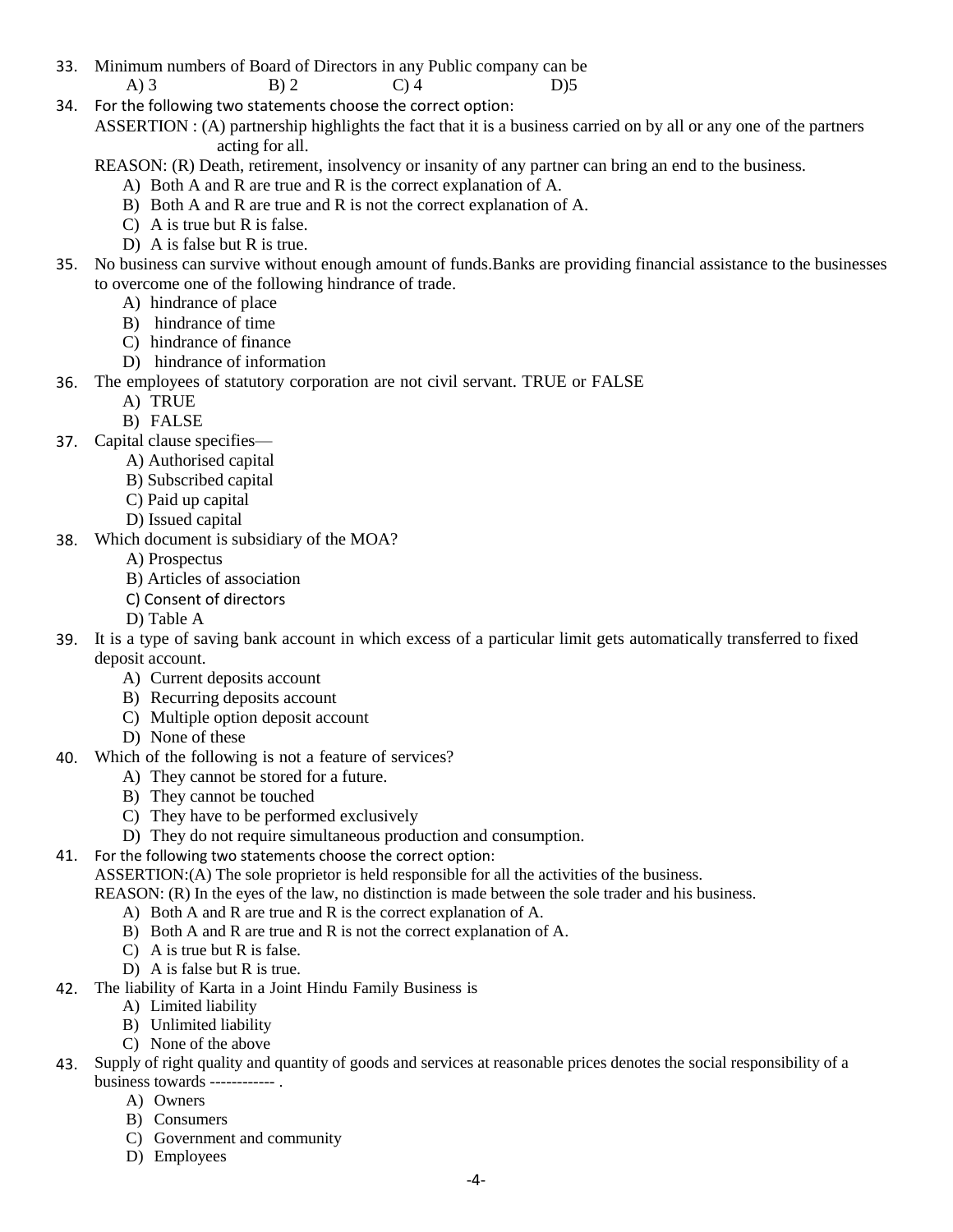33. Minimum numbers of Board of Directors in any Public company can be
    A) 3   B) 2   C) 4   D)5

34. For the following two statements choose the correct option:
    ASSERTION : (A) partnership highlights the fact that it is a business carried on by all or any one of the partners acting for all.
    REASON: (R) Death, retirement, insolvency or insanity of any partner can bring an end to the business.
    A) Both A and R are true and R is the correct explanation of A.
    B) Both A and R are true and R is not the correct explanation of A.
    C) A is true but R is false.
    D) A is false but R is true.

35. No business can survive without enough amount of funds.Banks are providing financial assistance to the businesses to overcome one of the following hindrance of trade.
    A) hindrance of place
    B) hindrance of time
    C) hindrance of finance
    D) hindrance of information

36. The employees of statutory corporation are not civil servant. TRUE or FALSE
    A) TRUE
    B) FALSE

37. Capital clause specifies—
    A) Authorised capital
    B) Subscribed capital
    C) Paid up capital
    D) Issued capital

38. Which document is subsidiary of the MOA?
    A) Prospectus
    B) Articles of association
    C) Consent of directors
    D) Table A

39. It is a type of saving bank account in which excess of a particular limit gets automatically transferred to fixed deposit account.
    A) Current deposits account
    B) Recurring deposits account
    C) Multiple option deposit account
    D) None of these

40. Which of the following is not a feature of services?
    A) They cannot be stored for a future.
    B) They cannot be touched
    C) They have to be performed exclusively
    D) They do not require simultaneous production and consumption.

41. For the following two statements choose the correct option:
    ASSERTION:(A) The sole proprietor is held responsible for all the activities of the business.
    REASON: (R) In the eyes of the law, no distinction is made between the sole trader and his business.
    A) Both A and R are true and R is the correct explanation of A.
    B) Both A and R are true and R is not the correct explanation of A.
    C) A is true but R is false.
    D) A is false but R is true.

42. The liability of Karta in a Joint Hindu Family Business is
    A) Limited liability
    B) Unlimited liability
    C) None of the above

43. Supply of right quality and quantity of goods and services at reasonable prices denotes the social responsibility of a business towards ------------ .
    A) Owners
    B) Consumers
    C) Government and community
    D) Employees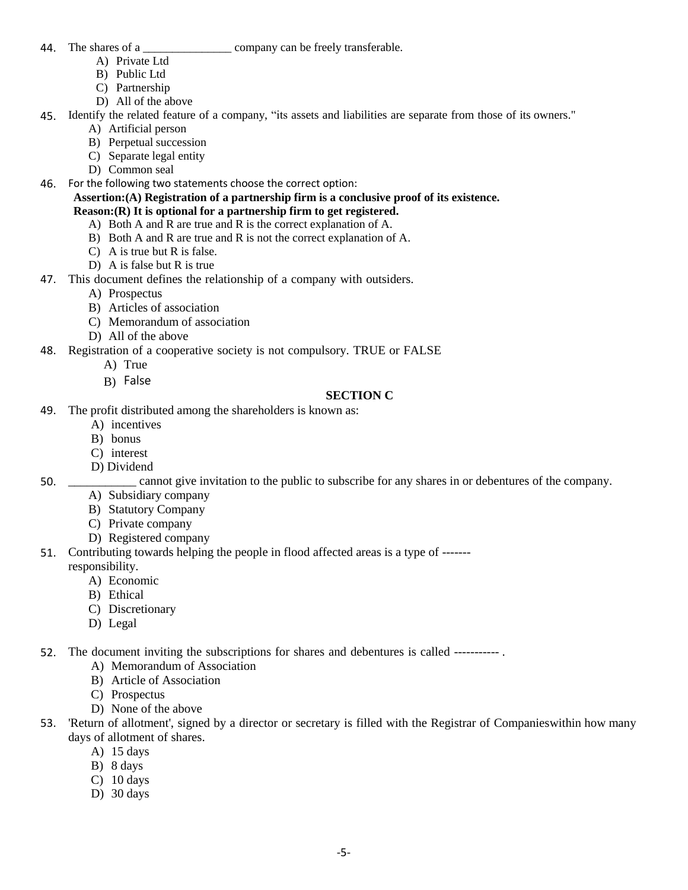44. The shares of a _______________ company can be freely transferable.
    - A) Private Ltd
    - B) Public Ltd
    - C) Partnership
    - D) All of the above

45. Identify the related feature of a company, "its assets and liabilities are separate from those of its owners."
    - A) Artificial person
    - B) Perpetual succession
    - C) Separate legal entity
    - D) Common seal

46. For the following two statements choose the correct option:

    **Assertion:(A) Registration of a partnership firm is a conclusive proof of its existence.**

    **Reason:(R) It is optional for a partnership firm to get registered.**
    - A) Both A and R are true and R is the correct explanation of A.
    - B) Both A and R are true and R is not the correct explanation of A.
    - C) A is true but R is false.
    - D) A is false but R is true

47. This document defines the relationship of a company with outsiders.
    - A) Prospectus
    - B) Articles of association
    - C) Memorandum of association
    - D) All of the above

48. Registration of a cooperative society is not compulsory. TRUE or FALSE
    - A) True
    - B) False

## SECTION C

49. The profit distributed among the shareholders is known as:
    - A) incentives
    - B) bonus
    - C) interest
    - D) Dividend

50. ___________ cannot give invitation to the public to subscribe for any shares in or debentures of the company.
    - A) Subsidiary company
    - B) Statutory Company
    - C) Private company
    - D) Registered company

51. Contributing towards helping the people in flood affected areas is a type of ------- responsibility.
    - A) Economic
    - B) Ethical
    - C) Discretionary
    - D) Legal

52. The document inviting the subscriptions for shares and debentures is called ----------- .
    - A) Memorandum of Association
    - B) Article of Association
    - C) Prospectus
    - D) None of the above

53. 'Return of allotment', signed by a director or secretary is filled with the Registrar of Companieswithin how many days of allotment of shares.
    - A) 15 days
    - B) 8 days
    - C) 10 days
    - D) 30 days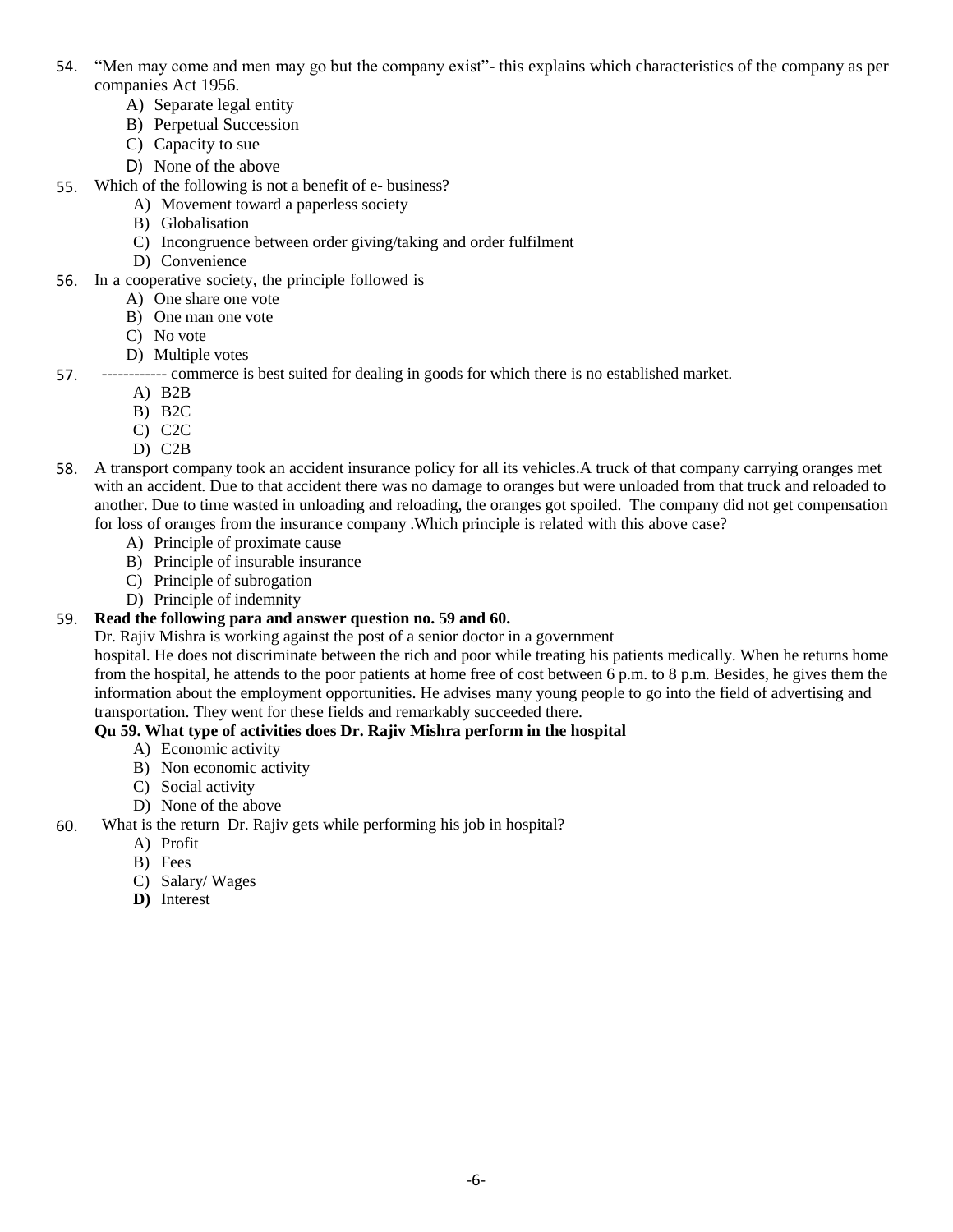54. "Men may come and men may go but the company exist"- this explains which characteristics of the company as per companies Act 1956.
   A) Separate legal entity
   B) Perpetual Succession
   C) Capacity to sue
   D) None of the above

55. Which of the following is not a benefit of e- business?
   A) Movement toward a paperless society
   B) Globalisation
   C) Incongruence between order giving/taking and order fulfilment
   D) Convenience

56. In a cooperative society, the principle followed is
   A) One share one vote
   B) One man one vote
   C) No vote
   D) Multiple votes

57. ------------ commerce is best suited for dealing in goods for which there is no established market.
   A) B2B
   B) B2C
   C) C2C
   D) C2B

58. A transport company took an accident insurance policy for all its vehicles.A truck of that company carrying oranges met with an accident. Due to that accident there was no damage to oranges but were unloaded from that truck and reloaded to another. Due to time wasted in unloading and reloading, the oranges got spoiled. The company did not get compensation for loss of oranges from the insurance company .Which principle is related with this above case?
   A) Principle of proximate cause
   B) Principle of insurable insurance
   C) Principle of subrogation
   D) Principle of indemnity

59. **Read the following para and answer question no. 59 and 60.**

Dr. Rajiv Mishra is working against the post of a senior doctor in a government hospital. He does not discriminate between the rich and poor while treating his patients medically. When he returns home from the hospital, he attends to the poor patients at home free of cost between 6 p.m. to 8 p.m. Besides, he gives them the information about the employment opportunities. He advises many young people to go into the field of advertising and transportation. They went for these fields and remarkably succeeded there.

**Qu 59. What type of activities does Dr. Rajiv Mishra perform in the hospital**
   A) Economic activity
   B) Non economic activity
   C) Social activity
   D) None of the above

60. What is the return Dr. Rajiv gets while performing his job in hospital?
   A) Profit
   B) Fees
   C) Salary/ Wages
   **D)** Interest